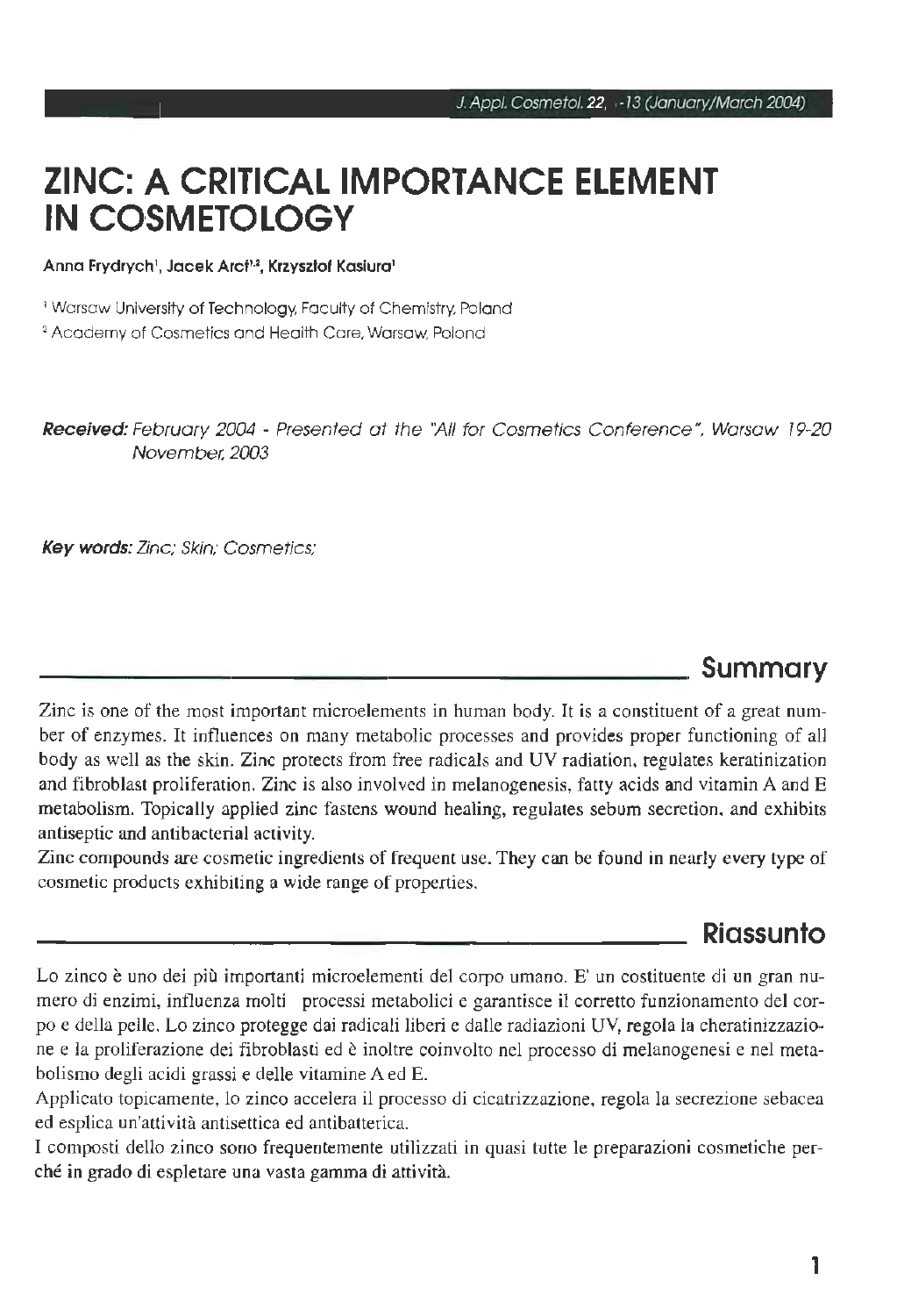# ZINC: A CRITICAL IMPORTANCE ELEMENT IN COSMETOLOGY

Anna Frydrych[1], Jacek Arct[1,2], Krzysztof Kasiura[1]

[1] Warsaw University of Technology, Faculty of Chemistry, Poland

[2] Academy of Cosmetics and Health Care, Warsaw, Poland

***Received:*** *February 2004 - Presented at the "All for Cosmetics Conference", Warsaw 19-20 November, 2003*

***Key words:*** *Zinc; Skin; Cosmetics;*

## Summary

Zinc is one of the most important microelements in human body. It is a constituent of a great number of enzymes. It influences on many metabolic processes and provides proper functioning of all body as well as the skin. Zinc protects from free radicals and UV radiation, regulates keratinization and fibroblast proliferation. Zinc is also involved in melanogenesis, fatty acids and vitamin A and E metabolism. Topically applied zinc fastens wound healing, regulates sebum secretion, and exhibits antiseptic and antibacterial activity.

Zinc compounds are cosmetic ingredients of frequent use. They can be found in nearly every type of cosmetic products exhibiting a wide range of properties.

## Riassunto

Lo zinco è uno dei più importanti microelementi del corpo umano. E' un costituente di un gran numero di enzimi, influenza molti processi metabolici e garantisce il corretto funzionamento del corpo e della pelle. Lo zinco protegge dai radicali liberi e dalle radiazioni UV, regola la cheratinizzazione e la proliferazione dei fibroblasti ed è inoltre coinvolto nel processo di melanogenesi e nel metabolismo degli acidi grassi e delle vitamine A ed E.

Applicato topicamente, lo zinco accelera il processo di cicatrizzazione, regola la secrezione sebacea ed esplica un'attività antisettica ed antibatterica.

I composti dello zinco sono frequentemente utilizzati in quasi tutte le preparazioni cosmetiche perché in grado di espletare una vasta gamma di attività.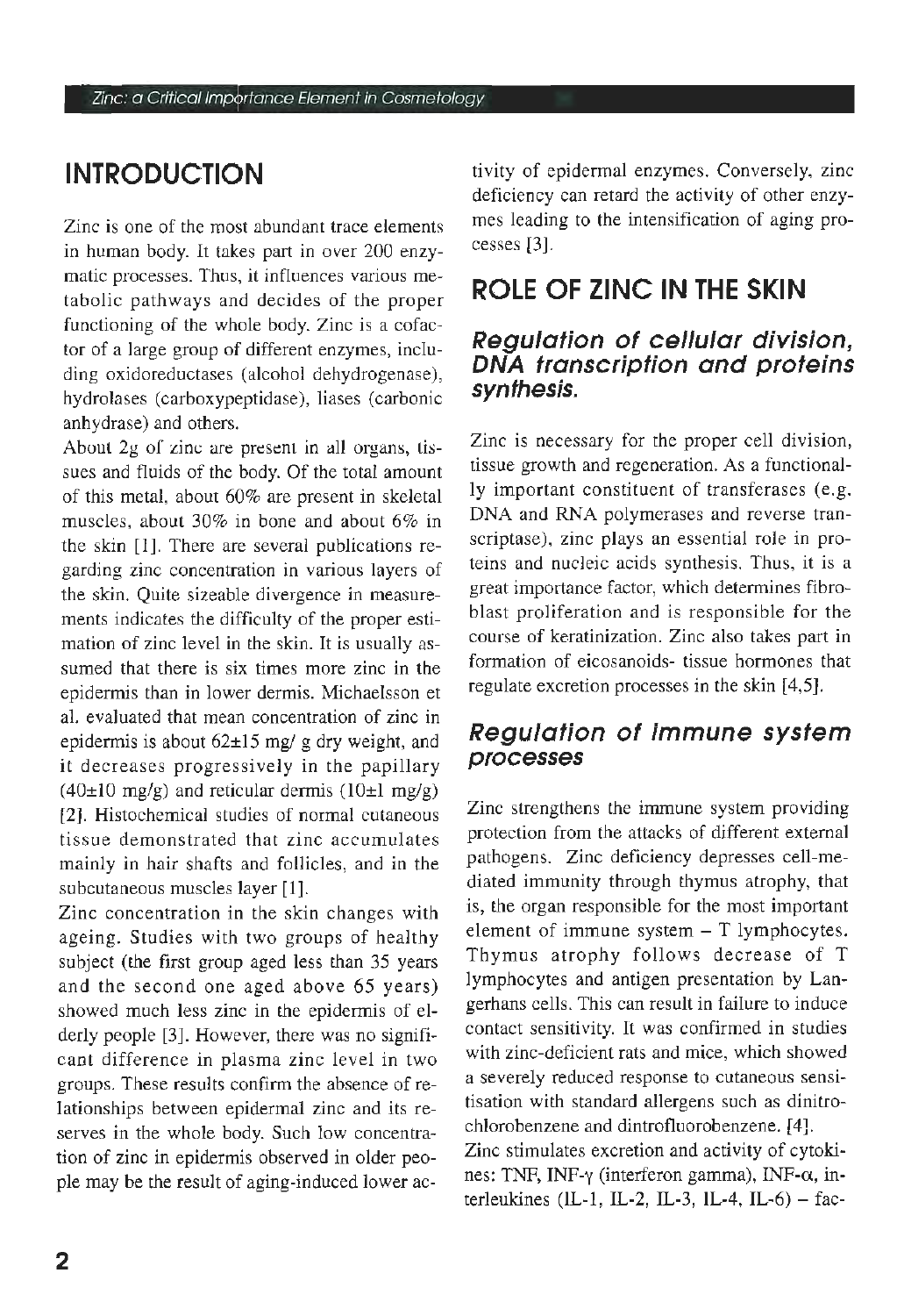## INTRODUCTION

Zinc is one of the most abundant trace elements in human body. It takes part in over 200 enzymatic processes. Thus, it influences various metabolic pathways and decides of the proper functioning of the whole body. Zinc is a cofactor of a large group of different enzymes, including oxidoreductases (alcohol dehydrogenase), hydrolases (carboxypeptidase), liases (carbonic anhydrase) and others.

About 2g of zinc are present in all organs, tissues and fluids of the body. Of the total amount of this metal, about 60% are present in skeletal muscles, about 30% in bone and about 6% in the skin [1]. There are several publications regarding zinc concentration in various layers of the skin. Quite sizeable divergence in measurements indicates the difficulty of the proper estimation of zinc level in the skin. It is usually assumed that there is six times more zinc in the epidermis than in lower dermis. Michaelsson et al. evaluated that mean concentration of zinc in epidermis is about 62±15 mg/ g dry weight, and it decreases progressively in the papillary (40±10 mg/g) and reticular dermis (10±1 mg/g) [2]. Histochemical studies of normal cutaneous tissue demonstrated that zinc accumulates mainly in hair shafts and follicles, and in the subcutaneous muscles layer [1].

Zinc concentration in the skin changes with ageing. Studies with two groups of healthy subject (the first group aged less than 35 years and the second one aged above 65 years) showed much less zinc in the epidermis of elderly people [3]. However, there was no significant difference in plasma zinc level in two groups. These results confirm the absence of relationships between epidermal zinc and its reserves in the whole body. Such low concentration of zinc in epidermis observed in older people may be the result of aging-induced lower activity of epidermal enzymes. Conversely, zinc deficiency can retard the activity of other enzymes leading to the intensification of aging processes [3].

## ROLE OF ZINC IN THE SKIN

### *Regulation of cellular division, DNA transcription and proteins synthesis.*

Zinc is necessary for the proper cell division, tissue growth and regeneration. As a functionally important constituent of transferases (e.g. DNA and RNA polymerases and reverse transcriptase), zinc plays an essential role in proteins and nucleic acids synthesis. Thus, it is a great importance factor, which determines fibroblast proliferation and is responsible for the course of keratinization. Zinc also takes part in formation of eicosanoids- tissue hormones that regulate excretion processes in the skin [4,5].

### *Regulation of immune system processes*

Zinc strengthens the immune system providing protection from the attacks of different external pathogens. Zinc deficiency depresses cell-mediated immunity through thymus atrophy, that is, the organ responsible for the most important element of immune system – T lymphocytes. Thymus atrophy follows decrease of T lymphocytes and antigen presentation by Langerhans cells. This can result in failure to induce contact sensitivity. It was confirmed in studies with zinc-deficient rats and mice, which showed a severely reduced response to cutaneous sensitisation with standard allergens such as dinitrochlorobenzene and dintrofluorobenzene. [4].

Zinc stimulates excretion and activity of cytokines: TNF, INF-γ (interferon gamma), INF-α, interleukines (IL-1, IL-2, IL-3, IL-4, IL-6) – fac-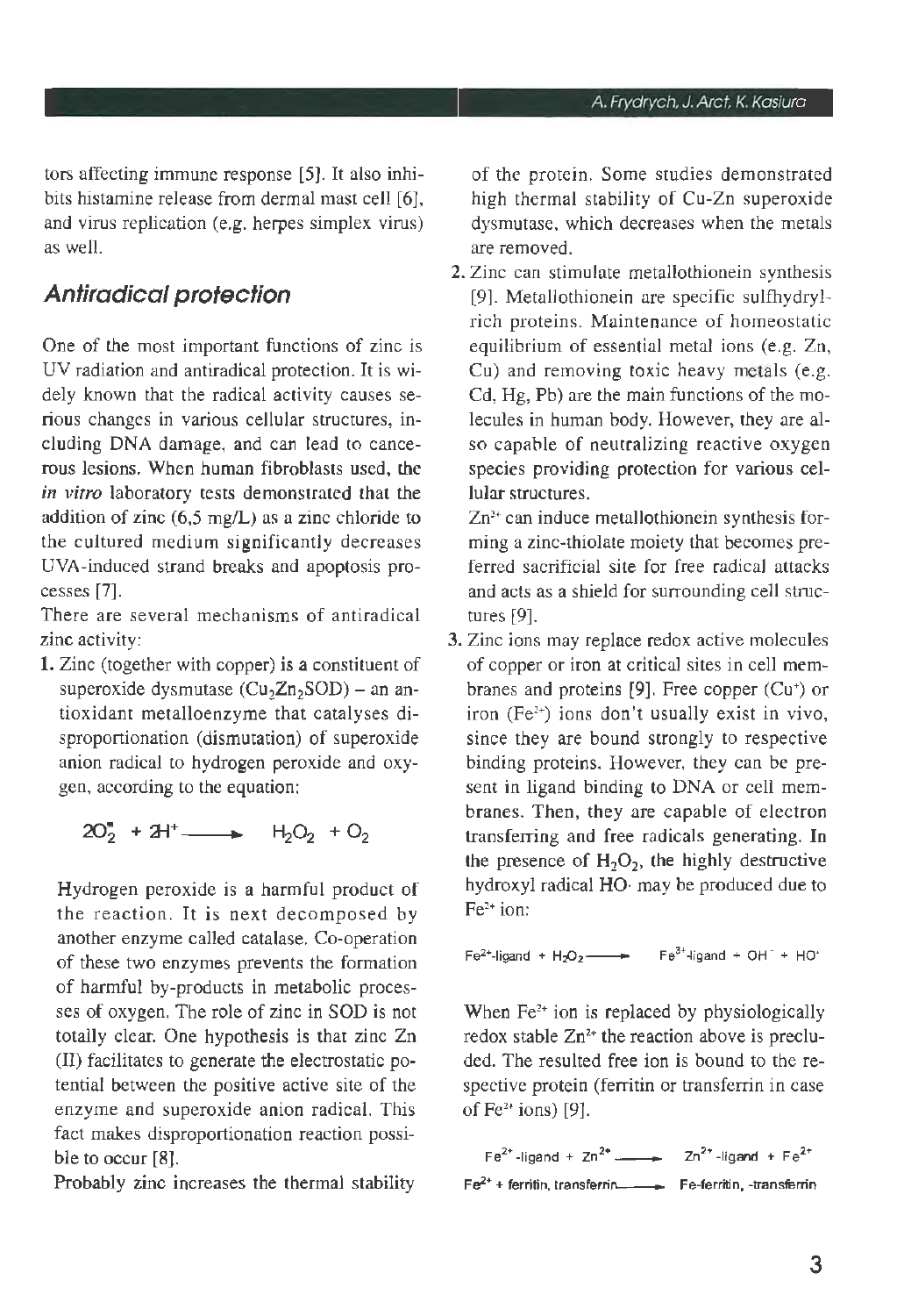tors affecting immune response [5]. It also inhibits histamine release from dermal mast cell [6], and virus replication (e.g. herpes simplex virus) as well.

## *Antiradical protection*

One of the most important functions of zinc is UV radiation and antiradical protection. It is widely known that the radical activity causes serious changes in various cellular structures, including DNA damage, and can lead to cancerous lesions. When human fibroblasts used, the *in vitro* laboratory tests demonstrated that the addition of zinc (6,5 mg/L) as a zinc chloride to the cultured medium significantly decreases UVA-induced strand breaks and apoptosis processes [7].

There are several mechanisms of antiradical zinc activity:

1. Zinc (together with copper) is a constituent of superoxide dismutase ($Cu_2Zn_2SOD$) – an antioxidant metalloenzyme that catalyses disproportionation (dismutation) of superoxide anion radical to hydrogen peroxide and oxygen, according to the equation:

   $$2O_2^{\bullet} + 2H^+ \longrightarrow H_2O_2 + O_2$$

   Hydrogen peroxide is a harmful product of the reaction. It is next decomposed by another enzyme called catalase. Co-operation of these two enzymes prevents the formation of harmful by-products in metabolic processes of oxygen. The role of zinc in SOD is not totally clear. One hypothesis is that zinc Zn (II) facilitates to generate the electrostatic potential between the positive active site of the enzyme and superoxide anion radical. This fact makes disproportionation reaction possible to occur [8].

   Probably zinc increases the thermal stability of the protein. Some studies demonstrated high thermal stability of Cu-Zn superoxide dysmutase, which decreases when the metals are removed.

2. Zinc can stimulate metallothionein synthesis [9]. Metallothionein are specific sulfhydryl-rich proteins. Maintenance of homeostatic equilibrium of essential metal ions (e.g. Zn, Cu) and removing toxic heavy metals (e.g. Cd, Hg, Pb) are the main functions of the molecules in human body. However, they are also capable of neutralizing reactive oxygen species providing protection for various cellular structures.

   $Zn^{2+}$ can induce metallothionein synthesis forming a zinc-thiolate moiety that becomes preferred sacrificial site for free radical attacks and acts as a shield for surrounding cell structures [9].

3. Zinc ions may replace redox active molecules of copper or iron at critical sites in cell membranes and proteins [9]. Free copper ($Cu^+$) or iron ($Fe^{2+}$) ions don't usually exist in vivo, since they are bound strongly to respective binding proteins. However, they can be present in ligand binding to DNA or cell membranes. Then, they are capable of electron transferring and free radicals generating. In the presence of $H_2O_2$, the highly destructive hydroxyl radical HO· may be produced due to $Fe^{2+}$ ion:

   $$Fe^{2+}\text{-ligand} + H_2O_2 \longrightarrow Fe^{3+}\text{-ligand} + OH^- + HO^{\bullet}$$

   When $Fe^{2+}$ ion is replaced by physiologically redox stable $Zn^{2+}$ the reaction above is precluded. The resulted free ion is bound to the respective protein (ferritin or transferrin in case of $Fe^{2+}$ ions) [9].

   $$Fe^{2+}\text{-ligand} + Zn^{2+} \longrightarrow Zn^{2+}\text{-ligand} + Fe^{2+}$$

   $$Fe^{2+} + \text{ferritin, transferrin} \longrightarrow \text{Fe-ferritin, -transferrin}$$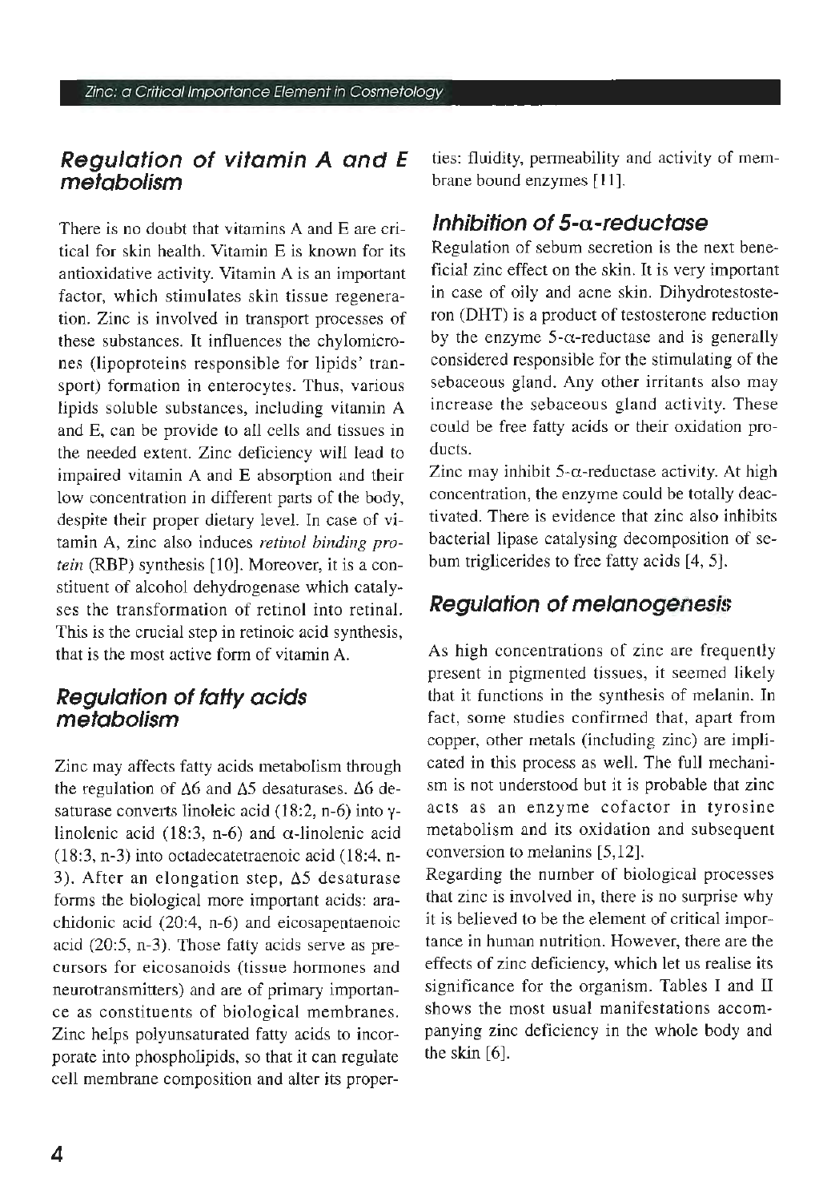## Regulation of vitamin A and E metabolism

There is no doubt that vitamins A and E are critical for skin health. Vitamin E is known for its antioxidative activity. Vitamin A is an important factor, which stimulates skin tissue regeneration. Zinc is involved in transport processes of these substances. It influences the chylomicrones (lipoproteins responsible for lipids' transport) formation in enterocytes. Thus, various lipids soluble substances, including vitamin A and E, can be provide to all cells and tissues in the needed extent. Zinc deficiency will lead to impaired vitamin A and E absorption and their low concentration in different parts of the body, despite their proper dietary level. In case of vitamin A, zinc also induces *retinol binding protein* (RBP) synthesis [10]. Moreover, it is a constituent of alcohol dehydrogenase which catalyses the transformation of retinol into retinal. This is the crucial step in retinoic acid synthesis, that is the most active form of vitamin A.

## Regulation of fatty acids metabolism

Zinc may affects fatty acids metabolism through the regulation of $\Delta6$ and $\Delta5$ desaturases. $\Delta6$ desaturase converts linoleic acid (18:2, n-6) into $\gamma$-linolenic acid (18:3, n-6) and $\alpha$-linolenic acid (18:3, n-3) into octadecatetraenoic acid (18:4, n-3). After an elongation step, $\Delta5$ desaturase forms the biological more important acids: arachidonic acid (20:4, n-6) and eicosapentaenoic acid (20:5, n-3). Those fatty acids serve as precursors for eicosanoids (tissue hormones and neurotransmitters) and are of primary importance as constituents of biological membranes. Zinc helps polyunsaturated fatty acids to incorporate into phospholipids, so that it can regulate cell membrane composition and alter its properties: fluidity, permeability and activity of membrane bound enzymes [11].

## Inhibition of 5-$\alpha$-reductase

Regulation of sebum secretion is the next beneficial zinc effect on the skin. It is very important in case of oily and acne skin. Dihydrotestosteron (DHT) is a product of testosterone reduction by the enzyme 5-$\alpha$-reductase and is generally considered responsible for the stimulating of the sebaceous gland. Any other irritants also may increase the sebaceous gland activity. These could be free fatty acids or their oxidation products.

Zinc may inhibit 5-$\alpha$-reductase activity. At high concentration, the enzyme could be totally deactivated. There is evidence that zinc also inhibits bacterial lipase catalysing decomposition of sebum triglicerides to free fatty acids [4, 5].

## Regulation of melanogenesis

As high concentrations of zinc are frequently present in pigmented tissues, it seemed likely that it functions in the synthesis of melanin. In fact, some studies confirmed that, apart from copper, other metals (including zinc) are implicated in this process as well. The full mechanism is not understood but it is probable that zinc acts as an enzyme cofactor in tyrosine metabolism and its oxidation and subsequent conversion to melanins [5,12].

Regarding the number of biological processes that zinc is involved in, there is no surprise why it is believed to be the element of critical importance in human nutrition. However, there are the effects of zinc deficiency, which let us realise its significance for the organism. Tables I and II shows the most usual manifestations accompanying zinc deficiency in the whole body and the skin [6].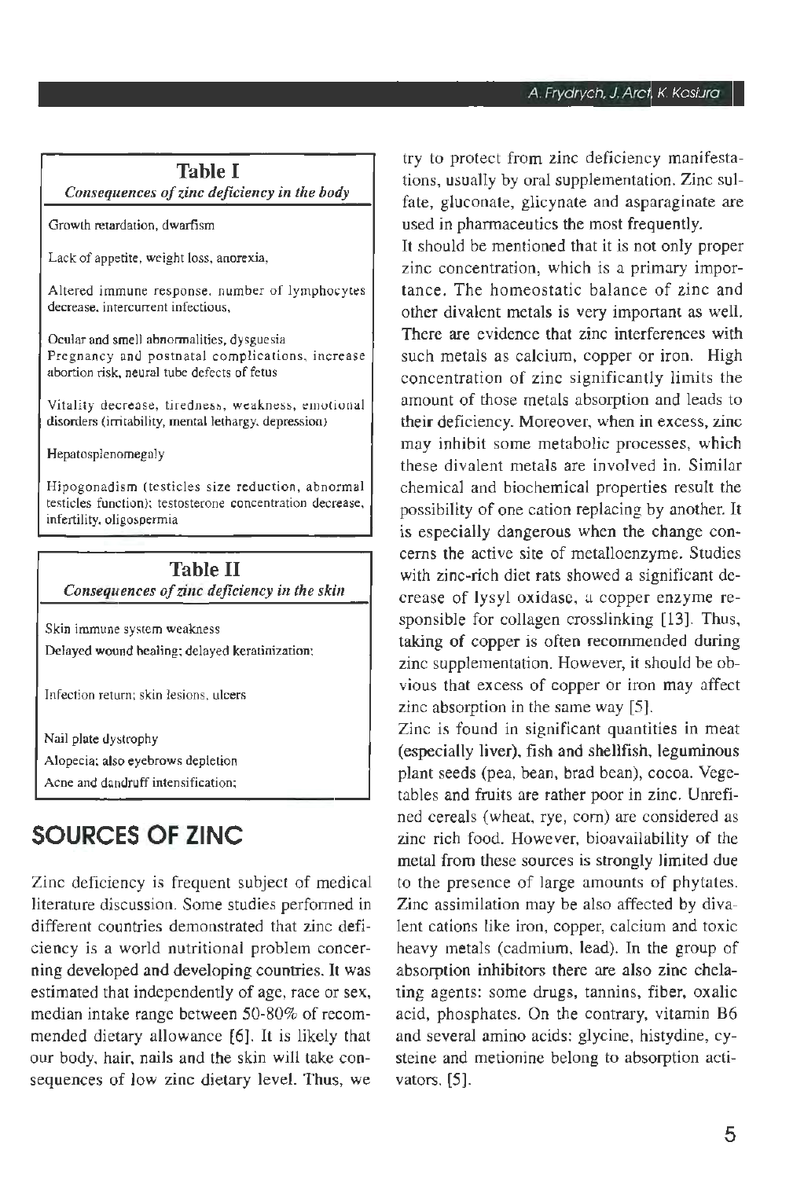**Table I**

*Consequences of zinc deficiency in the body*

| |
|---|
| Growth retardation, dwarfism |
| Lack of appetite, weight loss, anorexia, |
| Altered immune response, number of lymphocytes decrease, intercurrent infectious, |
| Ocular and smell abnormalities, dysguesia<br>Pregnancy and postnatal complications, increase abortion risk, neural tube defects of fetus |
| Vitality decrease, tiredness, weakness, emotional disorders (irritability, mental lethargy, depression) |
| Hepatosplenomegaly |
| Hipogonadism (testicles size reduction, abnormal testicles function); testosterone concentration decrease, infertility, oligospermia |

**Table II**

*Consequences of zinc deficiency in the skin*

| |
|---|
| Skin immune system weakness |
| Delayed wound healing; delayed keratinization; |
| Infection return; skin lesions, ulcers |
| Nail plate dystrophy |
| Alopecia; also eyebrows depletion |
| Acne and dandruff intensification; |

## SOURCES OF ZINC

Zinc deficiency is frequent subject of medical literature discussion. Some studies performed in different countries demonstrated that zinc deficiency is a world nutritional problem concerning developed and developing countries. It was estimated that independently of age, race or sex, median intake range between 50-80% of recommended dietary allowance [6]. It is likely that our body, hair, nails and the skin will take consequences of low zinc dietary level. Thus, we try to protect from zinc deficiency manifestations, usually by oral supplementation. Zinc sulfate, gluconate, glicynate and asparaginate are used in pharmaceutics the most frequently.

It should be mentioned that it is not only proper zinc concentration, which is a primary importance. The homeostatic balance of zinc and other divalent metals is very important as well. There are evidence that zinc interferences with such metals as calcium, copper or iron. High concentration of zinc significantly limits the amount of those metals absorption and leads to their deficiency. Moreover, when in excess, zinc may inhibit some metabolic processes, which these divalent metals are involved in. Similar chemical and biochemical properties result the possibility of one cation replacing by another. It is especially dangerous when the change concerns the active site of metalloenzyme. Studies with zinc-rich diet rats showed a significant decrease of lysyl oxidase, a copper enzyme responsible for collagen crosslinking [13]. Thus, taking of copper is often recommended during zinc supplementation. However, it should be obvious that excess of copper or iron may affect zinc absorption in the same way [5].

Zinc is found in significant quantities in meat (especially liver), fish and shellfish, leguminous plant seeds (pea, bean, brad bean), cocoa. Vegetables and fruits are rather poor in zinc. Unrefined cereals (wheat, rye, corn) are considered as zinc rich food. However, bioavailability of the metal from these sources is strongly limited due to the presence of large amounts of phytates. Zinc assimilation may be also affected by divalent cations like iron, copper, calcium and toxic heavy metals (cadmium, lead). In the group of absorption inhibitors there are also zinc chelating agents: some drugs, tannins, fiber, oxalic acid, phosphates. On the contrary, vitamin B6 and several amino acids: glycine, histydine, cysteine and metionine belong to absorption activators. [5].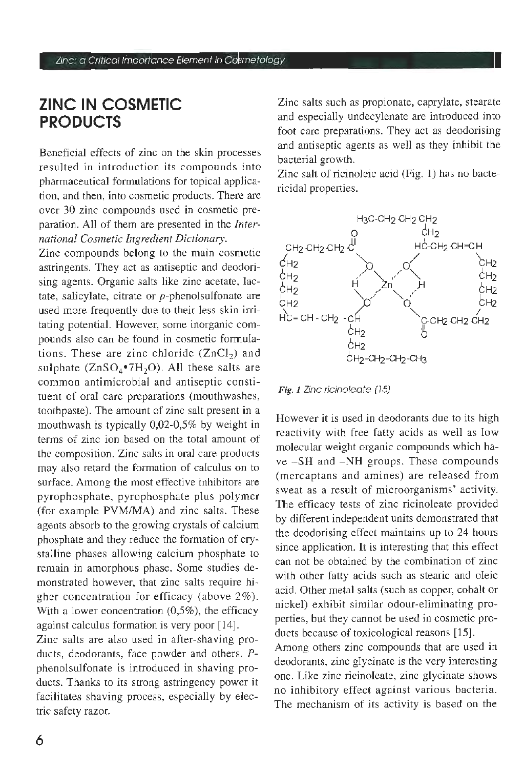# ZINC IN COSMETIC PRODUCTS

Beneficial effects of zinc on the skin processes resulted in introduction its compounds into pharmaceutical formulations for topical application, and then, into cosmetic products. There are over 30 zinc compounds used in cosmetic preparation. All of them are presented in the *International Cosmetic Ingredient Dictionary*.

Zinc compounds belong to the main cosmetic astringents. They act as antiseptic and deodorising agents. Organic salts like zinc acetate, lactate, salicylate, citrate or *p*-phenolsulfonate are used more frequently due to their less skin irritating potential. However, some inorganic compounds also can be found in cosmetic formulations. These are zinc chloride ($ZnCl_2$) and sulphate ($ZnSO_4 \cdot 7H_2O$). All these salts are common antimicrobial and antiseptic constituent of oral care preparations (mouthwashes, toothpaste). The amount of zinc salt present in a mouthwash is typically 0,02-0,5% by weight in terms of zinc ion based on the total amount of the composition. Zinc salts in oral care products may also retard the formation of calculus on to surface. Among the most effective inhibitors are pyrophosphate, pyrophosphate plus polymer (for example PVM/MA) and zinc salts. These agents absorb to the growing crystals of calcium phosphate and they reduce the formation of crystalline phases allowing calcium phosphate to remain in amorphous phase. Some studies demonstrated however, that zinc salts require higher concentration for efficacy (above 2%). With a lower concentration (0,5%), the efficacy against calculus formation is very poor [14].

Zinc salts are also used in after-shaving products, deodorants, face powder and others. *P*-phenolsulfonate is introduced in shaving products. Thanks to its strong astringency power it facilitates shaving process, especially by electric safety razor.

Zinc salts such as propionate, caprylate, stearate and especially undecylenate are introduced into foot care preparations. They act as deodorising and antiseptic agents as well as they inhibit the bacterial growth.

Zinc salt of ricinoleic acid (Fig. 1) has no bactericidal properties.

*Fig. 1* Zinc ricinoleate (15)

However it is used in deodorants due to its high reactivity with free fatty acids as well as low molecular weight organic compounds which have –SH and –NH groups. These compounds (mercaptans and amines) are released from sweat as a result of microorganisms' activity. The efficacy tests of zinc ricinoleate provided by different independent units demonstrated that the deodorising effect maintains up to 24 hours since application. It is interesting that this effect can not be obtained by the combination of zinc with other fatty acids such as stearic and oleic acid. Other metal salts (such as copper, cobalt or nickel) exhibit similar odour-eliminating properties, but they cannot be used in cosmetic products because of toxicological reasons [15].

Among others zinc compounds that are used in deodorants, zinc glycinate is the very interesting one. Like zinc ricinoleate, zinc glycinate shows no inhibitory effect against various bacteria. The mechanism of its activity is based on the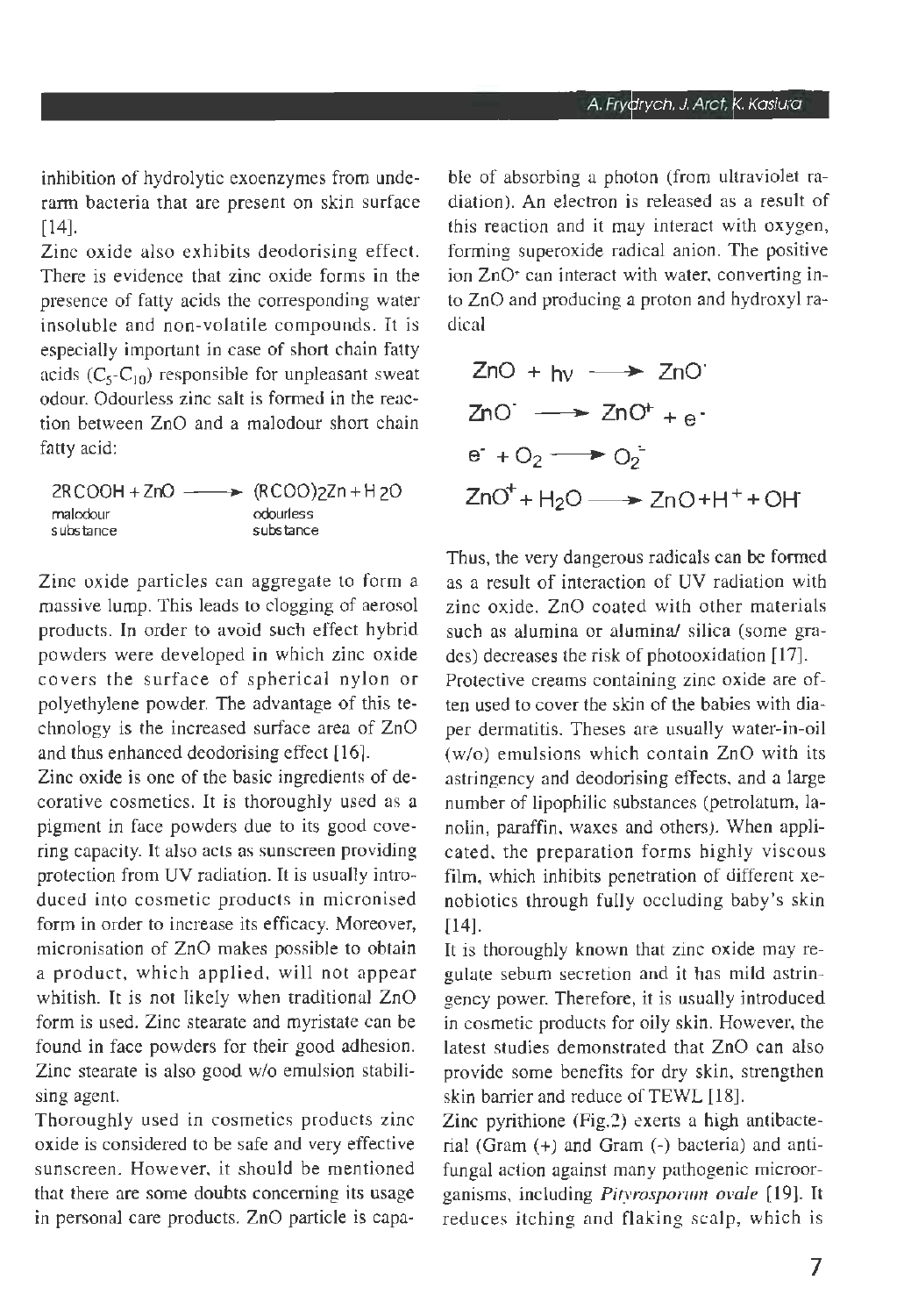inhibition of hydrolytic exoenzymes from underarm bacteria that are present on skin surface [14].

Zinc oxide also exhibits deodorising effect. There is evidence that zinc oxide forms in the presence of fatty acids the corresponding water insoluble and non-volatile compounds. It is especially important in case of short chain fatty acids ($C_5$-$C_{10}$) responsible for unpleasant sweat odour. Odourless zinc salt is formed in the reaction between ZnO and a malodour short chain fatty acid:

$$\underset{\text{malodour substance}}{2RCOOH} + ZnO \longrightarrow \underset{\text{odourless substance}}{(RCOO)_2Zn} + H_2O$$

Zinc oxide particles can aggregate to form a massive lump. This leads to clogging of aerosol products. In order to avoid such effect hybrid powders were developed in which zinc oxide covers the surface of spherical nylon or polyethylene powder. The advantage of this technology is the increased surface area of ZnO and thus enhanced deodorising effect [16].

Zinc oxide is one of the basic ingredients of decorative cosmetics. It is thoroughly used as a pigment in face powders due to its good covering capacity. It also acts as sunscreen providing protection from UV radiation. It is usually introduced into cosmetic products in micronised form in order to increase its efficacy. Moreover, micronisation of ZnO makes possible to obtain a product, which applied, will not appear whitish. It is not likely when traditional ZnO form is used. Zinc stearate and myristate can be found in face powders for their good adhesion. Zinc stearate is also good w/o emulsion stabilising agent.

Thoroughly used in cosmetics products zinc oxide is considered to be safe and very effective sunscreen. However, it should be mentioned that there are some doubts concerning its usage in personal care products. ZnO particle is capable of absorbing a photon (from ultraviolet radiation). An electron is released as a result of this reaction and it may interact with oxygen, forming superoxide radical anion. The positive ion $ZnO^+$ can interact with water, converting into ZnO and producing a proton and hydroxyl radical

$$ZnO + h\nu \longrightarrow ZnO^{\cdot}$$

$$ZnO^{\cdot} \longrightarrow ZnO^{+} + e^{-}$$

$$e^{-} + O_2 \longrightarrow O_2^{\cdot-}$$

$$ZnO^{+} + H_2O \longrightarrow ZnO + H^{+} + OH^{\cdot}$$

Thus, the very dangerous radicals can be formed as a result of interaction of UV radiation with zinc oxide. ZnO coated with other materials such as alumina or alumina/ silica (some grades) decreases the risk of photooxidation [17].

Protective creams containing zinc oxide are often used to cover the skin of the babies with diaper dermatitis. Theses are usually water-in-oil (w/o) emulsions which contain ZnO with its astringency and deodorising effects, and a large number of lipophilic substances (petrolatum, lanolin, paraffin, waxes and others). When applicated, the preparation forms highly viscous film, which inhibits penetration of different xenobiotics through fully occluding baby's skin [14].

It is thoroughly known that zinc oxide may regulate sebum secretion and it has mild astringency power. Therefore, it is usually introduced in cosmetic products for oily skin. However, the latest studies demonstrated that ZnO can also provide some benefits for dry skin, strengthen skin barrier and reduce of TEWL [18].

Zinc pyrithione (Fig.2) exerts a high antibacterial (Gram (+) and Gram (-) bacteria) and antifungal action against many pathogenic microorganisms, including *Pityrosporum ovale* [19]. It reduces itching and flaking scalp, which is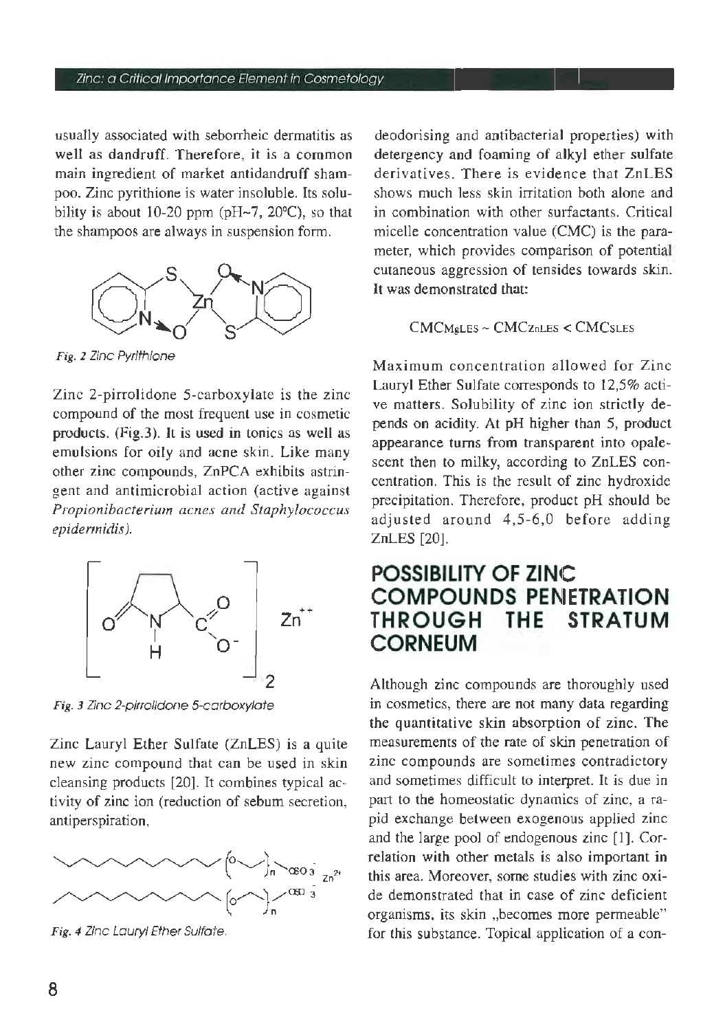usually associated with seborrheic dermatitis as well as dandruff. Therefore, it is a common main ingredient of market antidandruff shampoo. Zinc pyrithione is water insoluble. Its solubility is about 10-20 ppm (pH~7, 20°C), so that the shampoos are always in suspension form.

*Fig. 2 Zinc Pyrithione*

Zinc 2-pirrolidone 5-carboxylate is the zinc compound of the most frequent use in cosmetic products. (Fig.3). It is used in tonics as well as emulsions for oily and acne skin. Like many other zinc compounds, ZnPCA exhibits astringent and antimicrobial action (active against *Propionibacterium acnes and Staphylococcus epidermidis).*

*Fig. 3 Zinc 2-pirrolidone 5-carboxylate*

Zinc Lauryl Ether Sulfate (ZnLES) is a quite new zinc compound that can be used in skin cleansing products [20]. It combines typical activity of zinc ion (reduction of sebum secretion, antiperspiration,

*Fig. 4 Zinc Lauryl Ether Sulfate.*

deodorising and antibacterial properties) with detergency and foaming of alkyl ether sulfate derivatives. There is evidence that ZnLES shows much less skin irritation both alone and in combination with other surfactants. Critical micelle concentration value (CMC) is the parameter, which provides comparison of potential cutaneous aggression of tensides towards skin. It was demonstrated that:

$$CMC_{MgLES} \sim CMC_{ZnLES} < CMC_{SLES}$$

Maximum concentration allowed for Zinc Lauryl Ether Sulfate corresponds to 12,5% active matters. Solubility of zinc ion strictly depends on acidity. At pH higher than 5, product appearance turns from transparent into opalescent then to milky, according to ZnLES concentration. This is the result of zinc hydroxide precipitation. Therefore, product pH should be adjusted around 4,5-6,0 before adding ZnLES [20].

## POSSIBILITY OF ZINC COMPOUNDS PENETRATION THROUGH THE STRATUM CORNEUM

Although zinc compounds are thoroughly used in cosmetics, there are not many data regarding the quantitative skin absorption of zinc. The measurements of the rate of skin penetration of zinc compounds are sometimes contradictory and sometimes difficult to interpret. It is due in part to the homeostatic dynamics of zinc, a rapid exchange between exogenous applied zinc and the large pool of endogenous zinc [1]. Correlation with other metals is also important in this area. Moreover, some studies with zinc oxide demonstrated that in case of zinc deficient organisms, its skin „becomes more permeable" for this substance. Topical application of a con-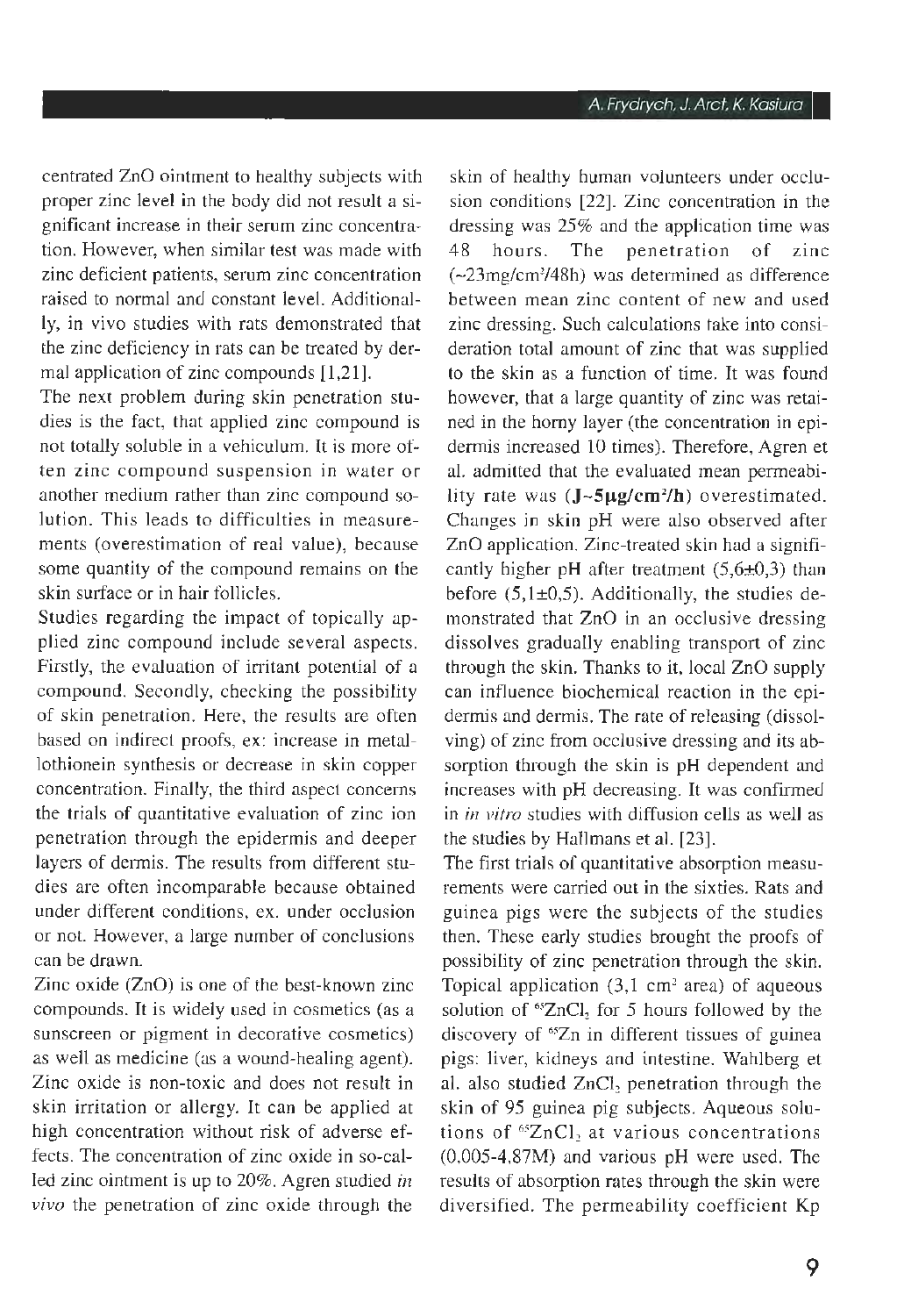centrated ZnO ointment to healthy subjects with proper zinc level in the body did not result a significant increase in their serum zinc concentration. However, when similar test was made with zinc deficient patients, serum zinc concentration raised to normal and constant level. Additionally, in vivo studies with rats demonstrated that the zinc deficiency in rats can be treated by dermal application of zinc compounds [1,21].

The next problem during skin penetration studies is the fact, that applied zinc compound is not totally soluble in a vehiculum. It is more often zinc compound suspension in water or another medium rather than zinc compound solution. This leads to difficulties in measurements (overestimation of real value), because some quantity of the compound remains on the skin surface or in hair follicles.

Studies regarding the impact of topically applied zinc compound include several aspects. Firstly, the evaluation of irritant potential of a compound. Secondly, checking the possibility of skin penetration. Here, the results are often based on indirect proofs, ex: increase in metallothionein synthesis or decrease in skin copper concentration. Finally, the third aspect concerns the trials of quantitative evaluation of zinc ion penetration through the epidermis and deeper layers of dermis. The results from different studies are often incomparable because obtained under different conditions, ex. under occlusion or not. However, a large number of conclusions can be drawn.

Zinc oxide (ZnO) is one of the best-known zinc compounds. It is widely used in cosmetics (as a sunscreen or pigment in decorative cosmetics) as well as medicine (as a wound-healing agent). Zinc oxide is non-toxic and does not result in skin irritation or allergy. It can be applied at high concentration without risk of adverse effects. The concentration of zinc oxide in so-called zinc ointment is up to 20%. Agren studied *in vivo* the penetration of zinc oxide through the skin of healthy human volunteers under occlusion conditions [22]. Zinc concentration in the dressing was 25% and the application time was 48 hours. The penetration of zinc ($\sim$23mg/cm$^2$/48h) was determined as difference between mean zinc content of new and used zinc dressing. Such calculations take into consideration total amount of zinc that was supplied to the skin as a function of time. It was found however, that a large quantity of zinc was retained in the horny layer (the concentration in epidermis increased 10 times). Therefore, Agren et al. admitted that the evaluated mean permeability rate was (**J~5μg/cm$^2$/h**) overestimated. Changes in skin pH were also observed after ZnO application. Zinc-treated skin had a significantly higher pH after treatment (5,6±0,3) than before (5,1±0,5). Additionally, the studies demonstrated that ZnO in an occlusive dressing dissolves gradually enabling transport of zinc through the skin. Thanks to it, local ZnO supply can influence biochemical reaction in the epidermis and dermis. The rate of releasing (dissolving) of zinc from occlusive dressing and its absorption through the skin is pH dependent and increases with pH decreasing. It was confirmed in *in vitro* studies with diffusion cells as well as the studies by Hallmans et al. [23].

The first trials of quantitative absorption measurements were carried out in the sixties. Rats and guinea pigs were the subjects of the studies then. These early studies brought the proofs of possibility of zinc penetration through the skin. Topical application (3,1 cm$^2$ area) of aqueous solution of $^{65}ZnCl_2$ for 5 hours followed by the discovery of $^{65}Zn$ in different tissues of guinea pigs: liver, kidneys and intestine. Wahlberg et al. also studied $ZnCl_2$ penetration through the skin of 95 guinea pig subjects. Aqueous solutions of $^{65}ZnCl_2$ at various concentrations (0,005-4,87M) and various pH were used. The results of absorption rates through the skin were diversified. The permeability coefficient Kp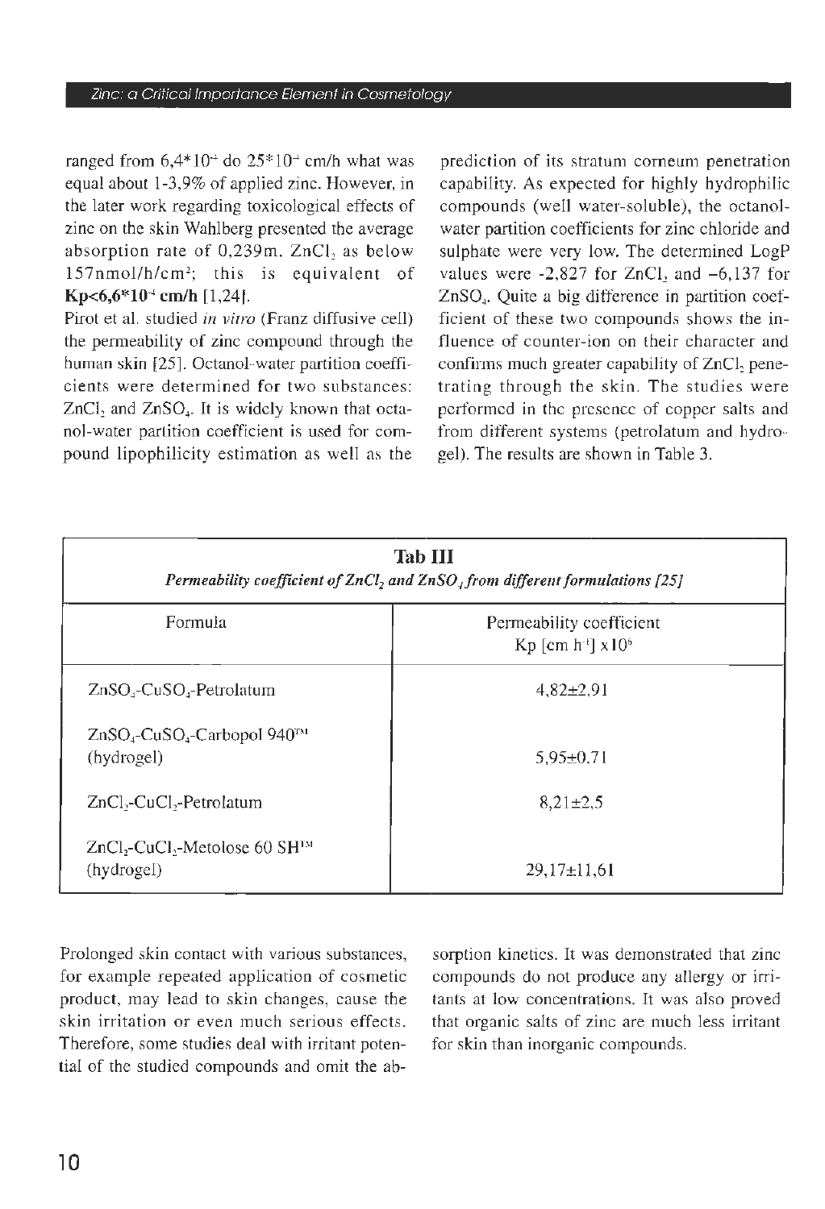ranged from $6{,}4*10^{-4}$ do $25*10^{-4}$ cm/h what was equal about 1-3,9% of applied zinc. However, in the later work regarding toxicological effects of zinc on the skin Wahlberg presented the average absorption rate of 0,239m. $ZnCl_2$ as below 157nmol/h/cm²; this is equivalent of **$Kp<6{,}6*10^{-4}$ cm/h** [1,24].

Pirot et al. studied *in vitro* (Franz diffusive cell) the permeability of zinc compound through the human skin [25]. Octanol-water partition coefficients were determined for two substances: $ZnCl_2$ and $ZnSO_4$. It is widely known that octanol-water partition coefficient is used for compound lipophilicity estimation as well as the prediction of its stratum corneum penetration capability. As expected for highly hydrophilic compounds (well water-soluble), the octanol-water partition coefficients for zinc chloride and sulphate were very low. The determined LogP values were -2,827 for $ZnCl_2$ and –6,137 for $ZnSO_4$. Quite a big difference in partition coefficient of these two compounds shows the influence of counter-ion on their character and confirms much greater capability of $ZnCl_2$ penetrating through the skin. The studies were performed in the presence of copper salts and from different systems (petrolatum and hydrogel). The results are shown in Table 3.

**Tab III**

*Permeability coefficient of $ZnCl_2$ and $ZnSO_4$ from different formulations [25]*

| Formula | Permeability coefficient Kp [cm $h^{-1}$] x$10^5$ |
|---|---|
| $ZnSO_4$-$CuSO_4$-Petrolatum | 4,82±2,91 |
| $ZnSO_4$-$CuSO_4$-Carbopol 940™ (hydrogel) | 5,95±0,71 |
| $ZnCl_2$-$CuCl_2$-Petrolatum | 8,21±2,5 |
| $ZnCl_2$-$CuCl_2$-Metolose 60 SH™ (hydrogel) | 29,17±11,61 |

Prolonged skin contact with various substances, for example repeated application of cosmetic product, may lead to skin changes, cause the skin irritation or even much serious effects. Therefore, some studies deal with irritant potential of the studied compounds and omit the absorption kinetics. It was demonstrated that zinc compounds do not produce any allergy or irritants at low concentrations. It was also proved that organic salts of zinc are much less irritant for skin than inorganic compounds.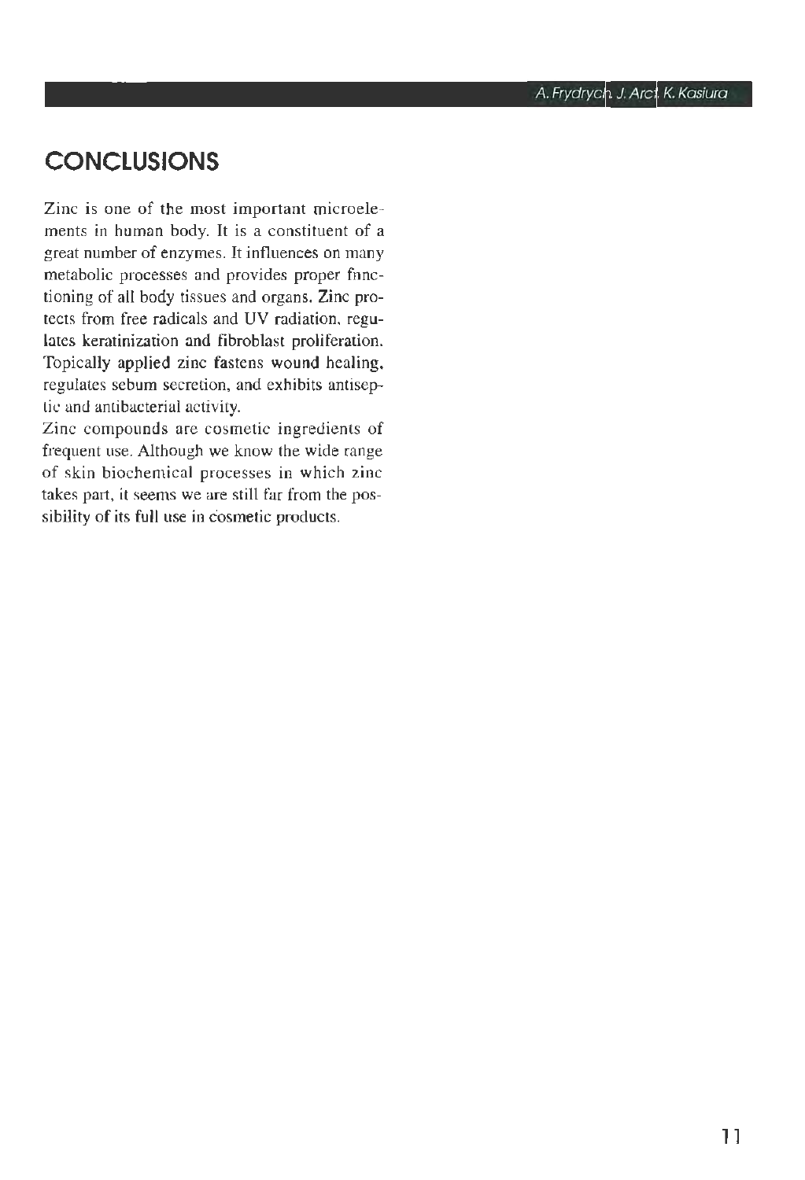## CONCLUSIONS

Zinc is one of the most important microelements in human body. It is a constituent of a great number of enzymes. It influences on many metabolic processes and provides proper functioning of all body tissues and organs. Zinc protects from free radicals and UV radiation, regulates keratinization and fibroblast proliferation. Topically applied zinc fastens wound healing, regulates sebum secretion, and exhibits antiseptic and antibacterial activity.

Zinc compounds are cosmetic ingredients of frequent use. Although we know the wide range of skin biochemical processes in which zinc takes part, it seems we are still far from the possibility of its full use in cosmetic products.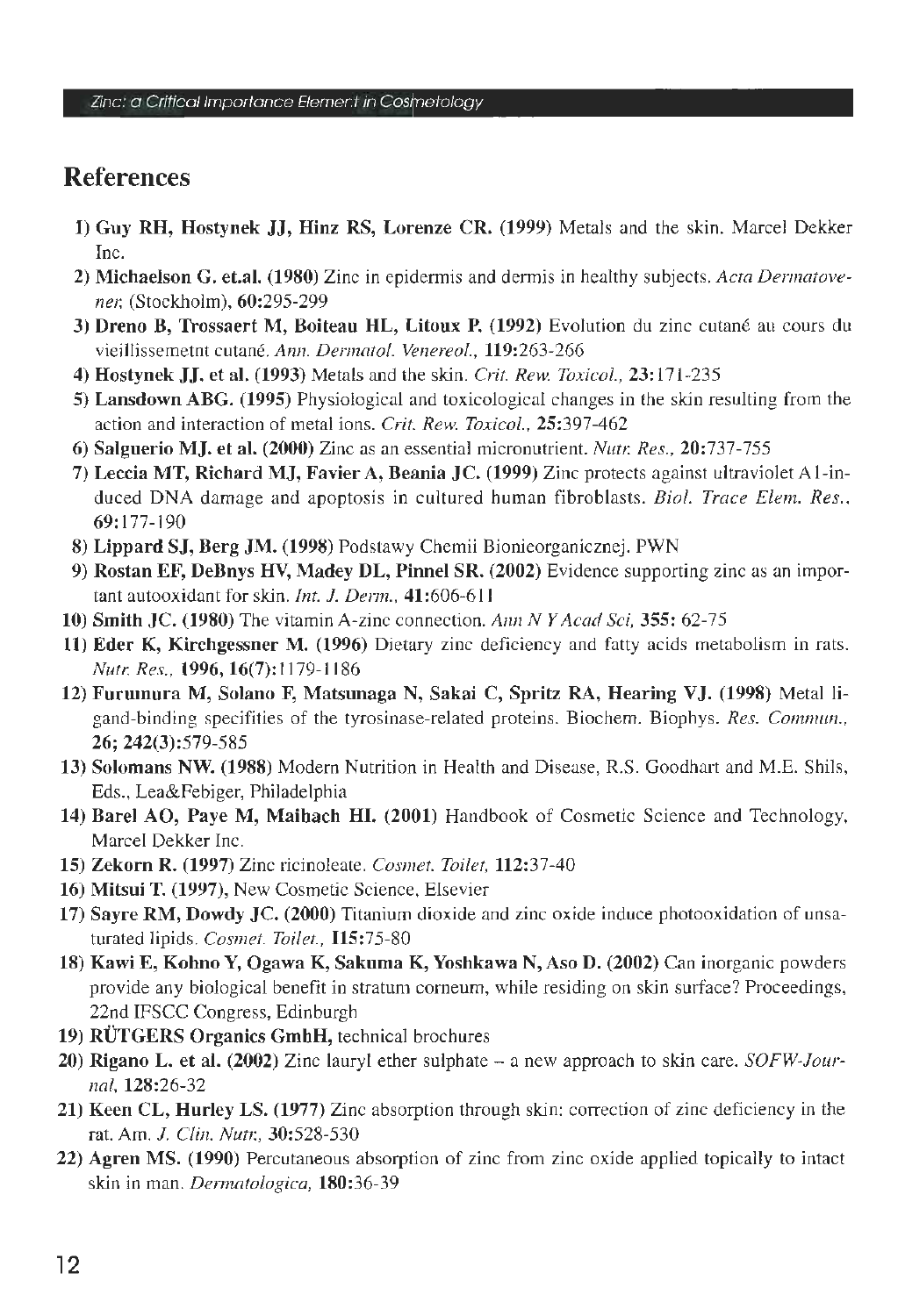## References

1) **Guy RH, Hostynek JJ, Hinz RS, Lorenze CR. (1999)** Metals and the skin. Marcel Dekker Inc.
2) **Michaelson G. et.al. (1980)** Zinc in epidermis and dermis in healthy subjects. *Acta Dermatovener.* (Stockholm), **60:**295-299
3) **Dreno B, Trossaert M, Boiteau HL, Litoux P. (1992)** Evolution du zinc cutané au cours du vieillissemetnt cutané. *Ann. Dermatol. Venereol.*, **119:**263-266
4) **Hostynek JJ. et al. (1993)** Metals and the skin. *Crit. Rew. Toxicol.*, **23:**171-235
5) **Lansdown ABG. (1995)** Physiological and toxicological changes in the skin resulting from the action and interaction of metal ions. *Crit. Rew. Toxicol.*, **25:**397-462
6) **Salguerio MJ. et al. (2000)** Zinc as an essential micronutrient. *Nutr. Res.*, **20:**737-755
7) **Leccia MT, Richard MJ, Favier A, Beania JC. (1999)** Zinc protects against ultraviolet A1-induced DNA damage and apoptosis in cultured human fibroblasts. *Biol. Trace Elem. Res.*, **69:**177-190
8) **Lippard SJ, Berg JM. (1998)** Podstawy Chemii Bionieorganicznej. PWN
9) **Rostan EF, DeBnys HV, Madey DL, Pinnel SR. (2002)** Evidence supporting zinc as an important autooxidant for skin. *Int. J. Derm.*, **41:**606-611
10) **Smith JC. (1980)** The vitamin A-zinc connection. *Ann N Y Acad Sci*, **355:** 62-75
11) **Eder K, Kirchgessner M. (1996)** Dietary zinc deficiency and fatty acids metabolism in rats. *Nutr. Res.*, **1996, 16(7):**1179-1186
12) **Furumura M, Solano F, Matsunaga N, Sakai C, Spritz RA, Hearing VJ. (1998)** Metal ligand-binding specifities of the tyrosinase-related proteins. Biochem. Biophys. *Res. Commun.*, **26; 242(3):**579-585
13) **Solomans NW. (1988)** Modern Nutrition in Health and Disease, R.S. Goodhart and M.E. Shils, Eds., Lea&Febiger, Philadelphia
14) **Barel AO, Paye M, Maibach HI. (2001)** Handbook of Cosmetic Science and Technology, Marcel Dekker Inc.
15) **Zekorn R. (1997)** Zinc ricinoleate. *Cosmet. Toilet*, **112:**37-40
16) **Mitsui T. (1997)**, New Cosmetic Science, Elsevier
17) **Sayre RM, Dowdy JC. (2000)** Titanium dioxide and zinc oxide induce photooxidation of unsaturated lipids. *Cosmet. Toilet.*, **115:**75-80
18) **Kawi E, Kohno Y, Ogawa K, Sakuma K, Yoshkawa N, Aso D. (2002)** Can inorganic powders provide any biological benefit in stratum corneum, while residing on skin surface? Proceedings, 22nd IFSCC Congress, Edinburgh
19) **RÜTGERS Organics GmbH,** technical brochures
20) **Rigano L. et al. (2002)** Zinc lauryl ether sulphate – a new approach to skin care. *SOFW-Journal*, **128:**26-32
21) **Keen CL, Hurley LS. (1977)** Zinc absorption through skin: correction of zinc deficiency in the rat. Am. *J. Clin. Nutr.*, **30:**528-530
22) **Agren MS. (1990)** Percutaneous absorption of zinc from zinc oxide applied topically to intact skin in man. *Dermatologica*, **180:**36-39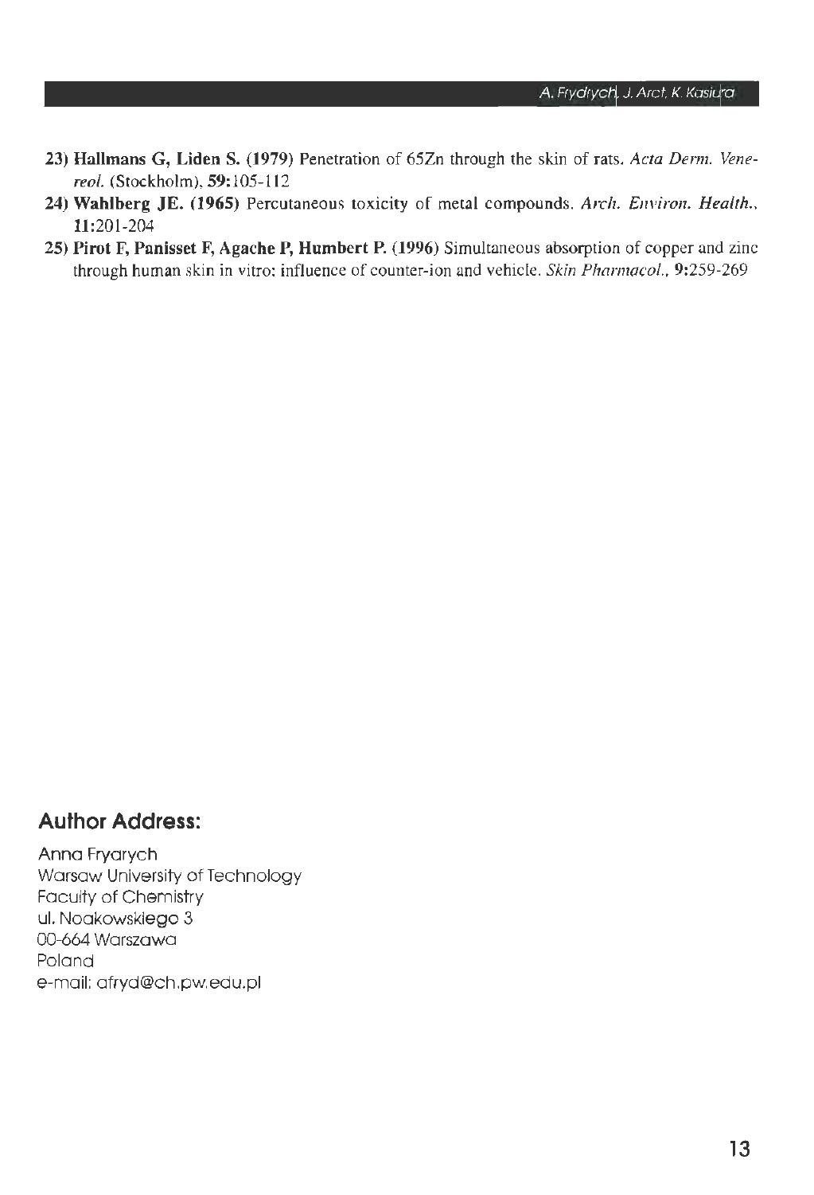23) **Hallmans G, Liden S. (1979)** Penetration of 65Zn through the skin of rats. *Acta Derm. Venereol.* (Stockholm), **59:**105-112

24) **Wahlberg JE. (1965)** Percutaneous toxicity of metal compounds. *Arch. Environ. Health.*, **11:**201-204

25) **Pirot F, Panisset F, Agache P, Humbert P. (1996)** Simultaneous absorption of copper and zinc through human skin in vitro: influence of counter-ion and vehicle. *Skin Pharmacol.*, **9:**259-269

## Author Address:

Anna Fryarych
Warsaw University of Technology
Faculty of Chemistry
ul. Noakowskiego 3
00-664 Warszawa
Poland
e-mail: afryd@ch.pw.edu.pl